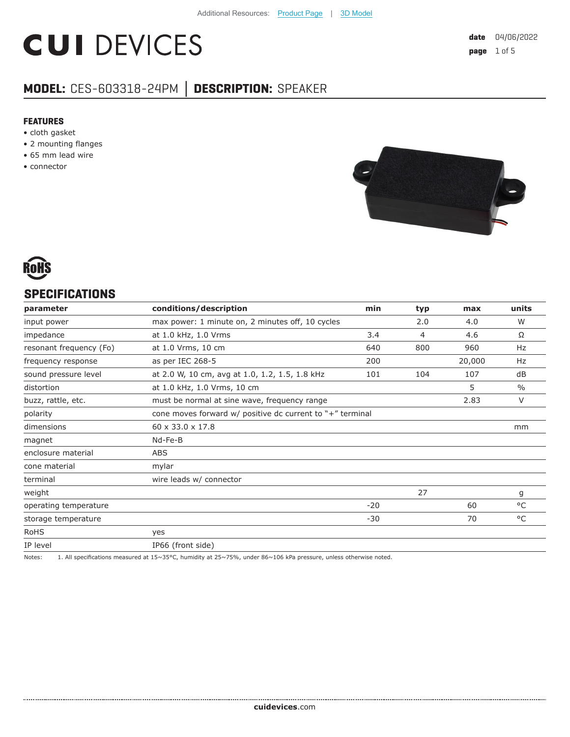Additional Resources: Product Page | 3D Model

# CUI DEVICES

**date** 04/06/2022

## MODEL: CES-603318-24PM | DESCRIPTION: SPEAKER

### FEATURES

- cloth gasket
- 2 mounting flanges
- 65 mm lead wire
- connector

RoHS

## SPECIFICATIONS

| parameter | conditions/description | min | typ | max | units |
|---|---|---|---|---|---|
| input power | max power: 1 minute on, 2 minutes off, 10 cycles | | 2.0 | 4.0 | W |
| impedance | at 1.0 kHz, 1.0 Vrms | 3.4 | 4 | 4.6 | Ω |
| resonant frequency (Fo) | at 1.0 Vrms, 10 cm | 640 | 800 | 960 | Hz |
| frequency response | as per IEC 268-5 | 200 | | 20,000 | Hz |
| sound pressure level | at 2.0 W, 10 cm, avg at 1.0, 1.2, 1.5, 1.8 kHz | 101 | 104 | 107 | dB |
| distortion | at 1.0 kHz, 1.0 Vrms, 10 cm | | | 5 | % |
| buzz, rattle, etc. | must be normal at sine wave, frequency range | | | 2.83 | V |
| polarity | cone moves forward w/ positive dc current to "+" terminal | | | | |
| dimensions | 60 x 33.0 x 17.8 | | | | mm |
| magnet | Nd-Fe-B | | | | |
| enclosure material | ABS | | | | |
| cone material | mylar | | | | |
| terminal | wire leads w/ connector | | | | |
| weight | | | 27 | | g |
| operating temperature | | -20 | | 60 | °C |
| storage temperature | | -30 | | 70 | °C |
| RoHS | yes | | | | |
| IP level | IP66 (front side) | | | | |

Notes: 1. All specifications measured at 15~35°C, humidity at 25~75%, under 86~106 kPa pressure, unless otherwise noted.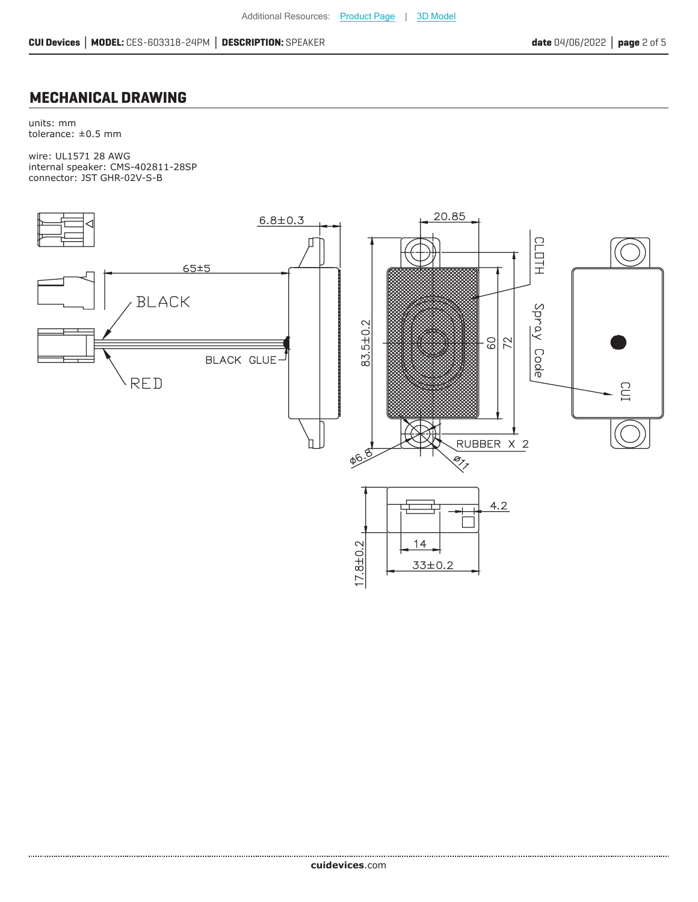## MECHANICAL DRAWING

units: mm
tolerance: ±0.5 mm

wire: UL1571 28 AWG
internal speaker: CMS-402811-28SP
connector: JST GHR-02V-S-B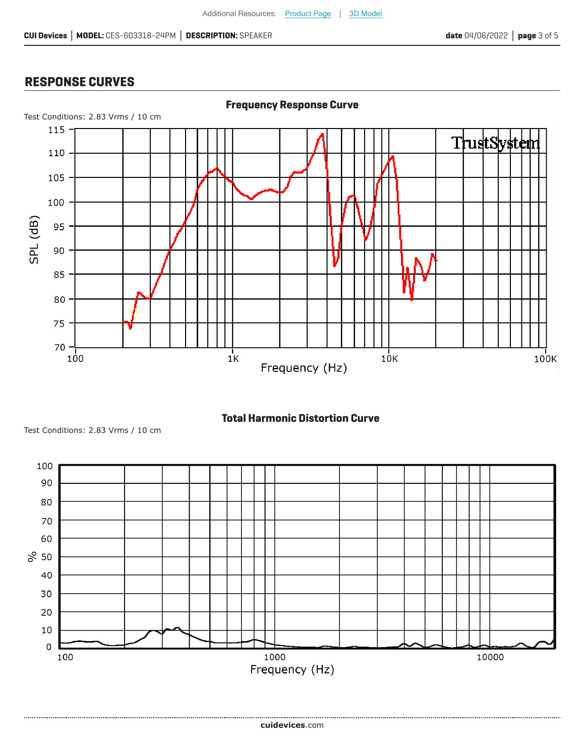## RESPONSE CURVES

**Frequency Response Curve**

Test Conditions: 2.83 Vrms / 10 cm

**Total Harmonic Distortion Curve**

Test Conditions: 2.83 Vrms / 10 cm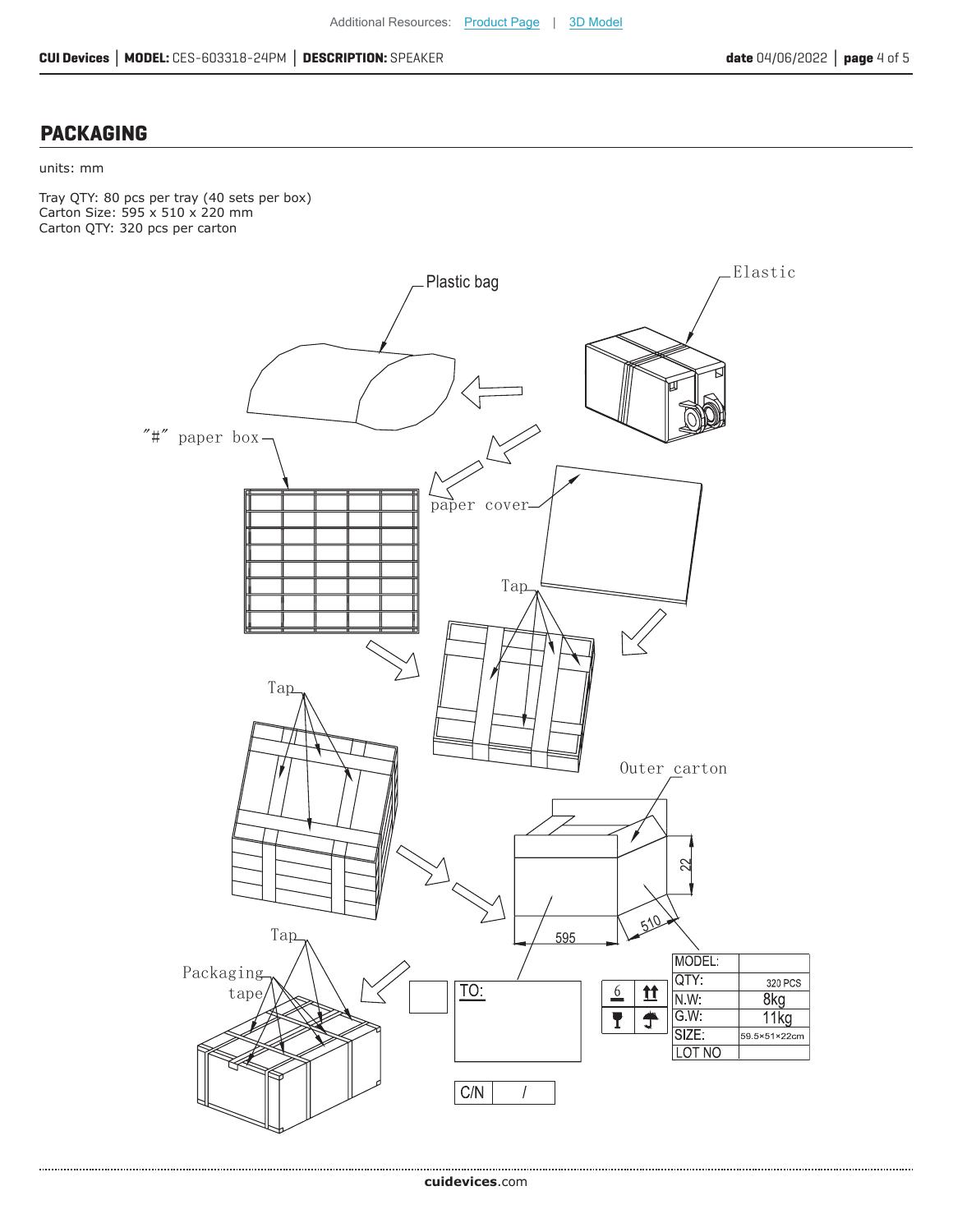## PACKAGING

units: mm

Tray QTY: 80 pcs per tray (40 sets per box)
Carton Size: 595 x 510 x 220 mm
Carton QTY: 320 pcs per carton

Plastic bag

Elastic

"#" paper box

paper cover

Tap

Tap

Outer carton

22

595

510

Tap

Packaging tape

TO:

C/N /

| MODEL: | |
|---|---|
| QTY: | 320 PCS |
| N.W: | 8kg |
| G.W: | 11kg |
| SIZE: | 59.5×51×22cm |
| LOT NO | |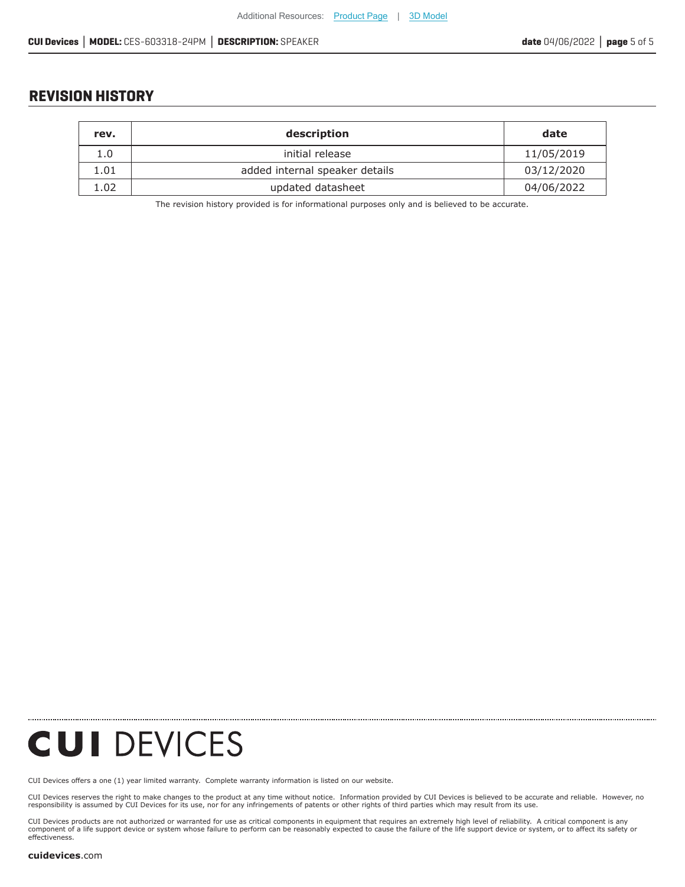## REVISION HISTORY

| rev. | description | date |
| --- | --- | --- |
| 1.0 | initial release | 11/05/2019 |
| 1.01 | added internal speaker details | 03/12/2020 |
| 1.02 | updated datasheet | 04/06/2022 |

The revision history provided is for informational purposes only and is believed to be accurate.

**CUI DEVICES**

CUI Devices offers a one (1) year limited warranty. Complete warranty information is listed on our website.

CUI Devices reserves the right to make changes to the product at any time without notice. Information provided by CUI Devices is believed to be accurate and reliable. However, no responsibility is assumed by CUI Devices for its use, nor for any infringements of patents or other rights of third parties which may result from its use.

CUI Devices products are not authorized or warranted for use as critical components in equipment that requires an extremely high level of reliability. A critical component is any component of a life support device or system whose failure to perform can be reasonably expected to cause the failure of the life support device or system, or to affect its safety or effectiveness.

**cuidevices**.com